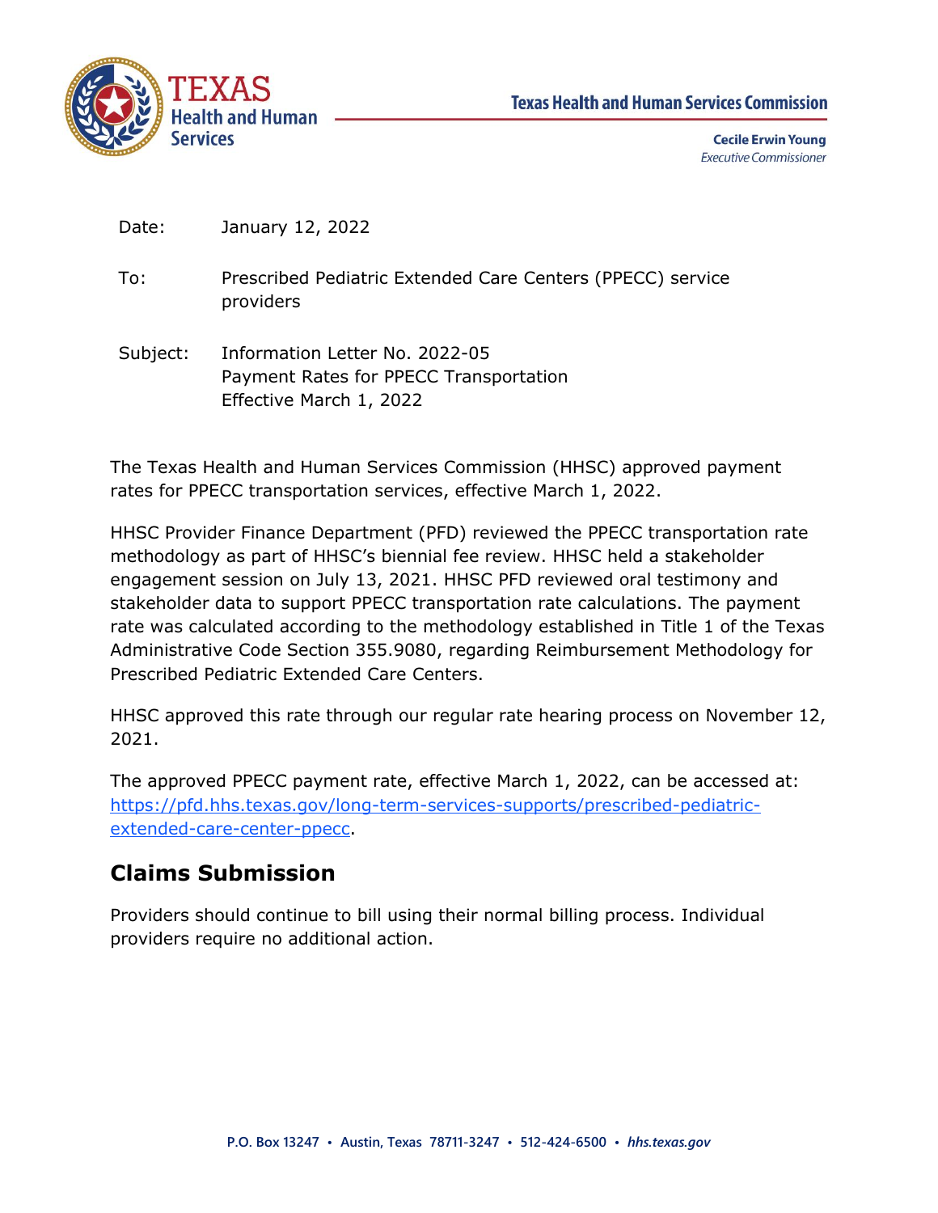Texas Health and Human Services Commission

**Cecile Erwin Young**
*Executive Commissioner*

Date: January 12, 2022

To: Prescribed Pediatric Extended Care Centers (PPECC) service providers

Subject: Information Letter No. 2022-05
Payment Rates for PPECC Transportation
Effective March 1, 2022

The Texas Health and Human Services Commission (HHSC) approved payment rates for PPECC transportation services, effective March 1, 2022.

HHSC Provider Finance Department (PFD) reviewed the PPECC transportation rate methodology as part of HHSC's biennial fee review. HHSC held a stakeholder engagement session on July 13, 2021. HHSC PFD reviewed oral testimony and stakeholder data to support PPECC transportation rate calculations. The payment rate was calculated according to the methodology established in Title 1 of the Texas Administrative Code Section 355.9080, regarding Reimbursement Methodology for Prescribed Pediatric Extended Care Centers.

HHSC approved this rate through our regular rate hearing process on November 12, 2021.

The approved PPECC payment rate, effective March 1, 2022, can be accessed at: [https://pfd.hhs.texas.gov/long-term-services-supports/prescribed-pediatric-extended-care-center-ppecc](https://pfd.hhs.texas.gov/long-term-services-supports/prescribed-pediatric-extended-care-center-ppecc).

## Claims Submission

Providers should continue to bill using their normal billing process. Individual providers require no additional action.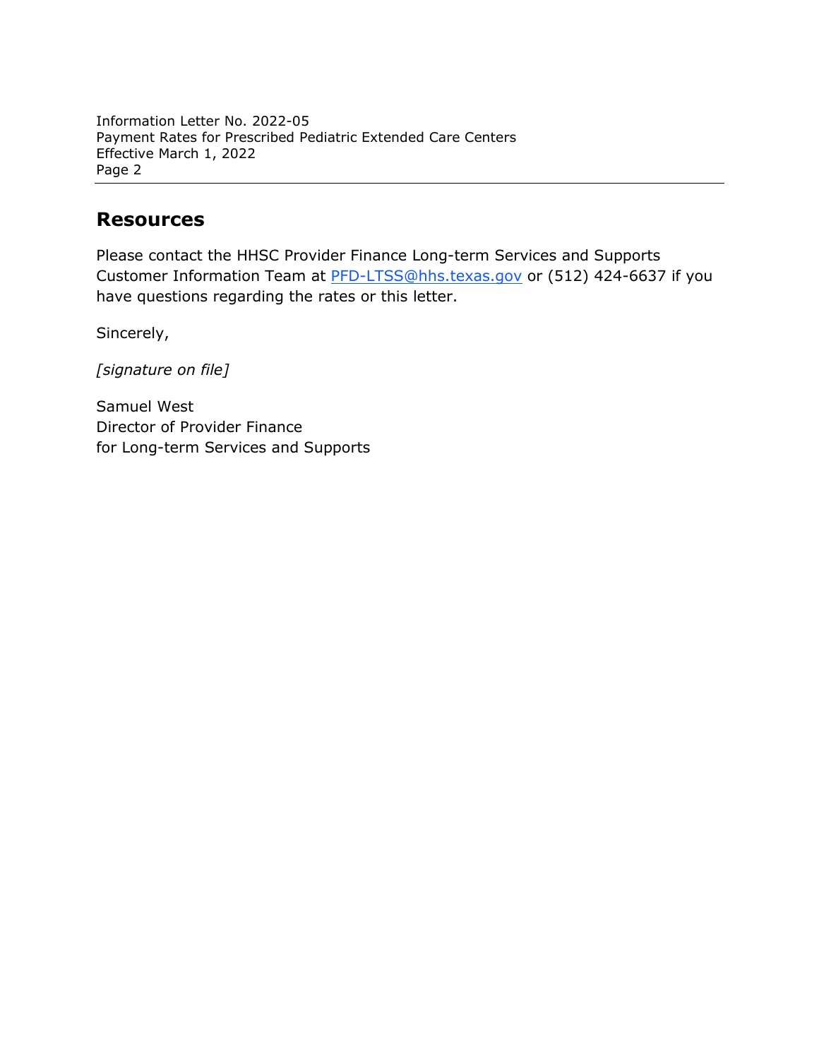## Resources

Please contact the HHSC Provider Finance Long-term Services and Supports Customer Information Team at PFD-LTSS@hhs.texas.gov or (512) 424-6637 if you have questions regarding the rates or this letter.

Sincerely,

*[signature on file]*

Samuel West
Director of Provider Finance
for Long-term Services and Supports